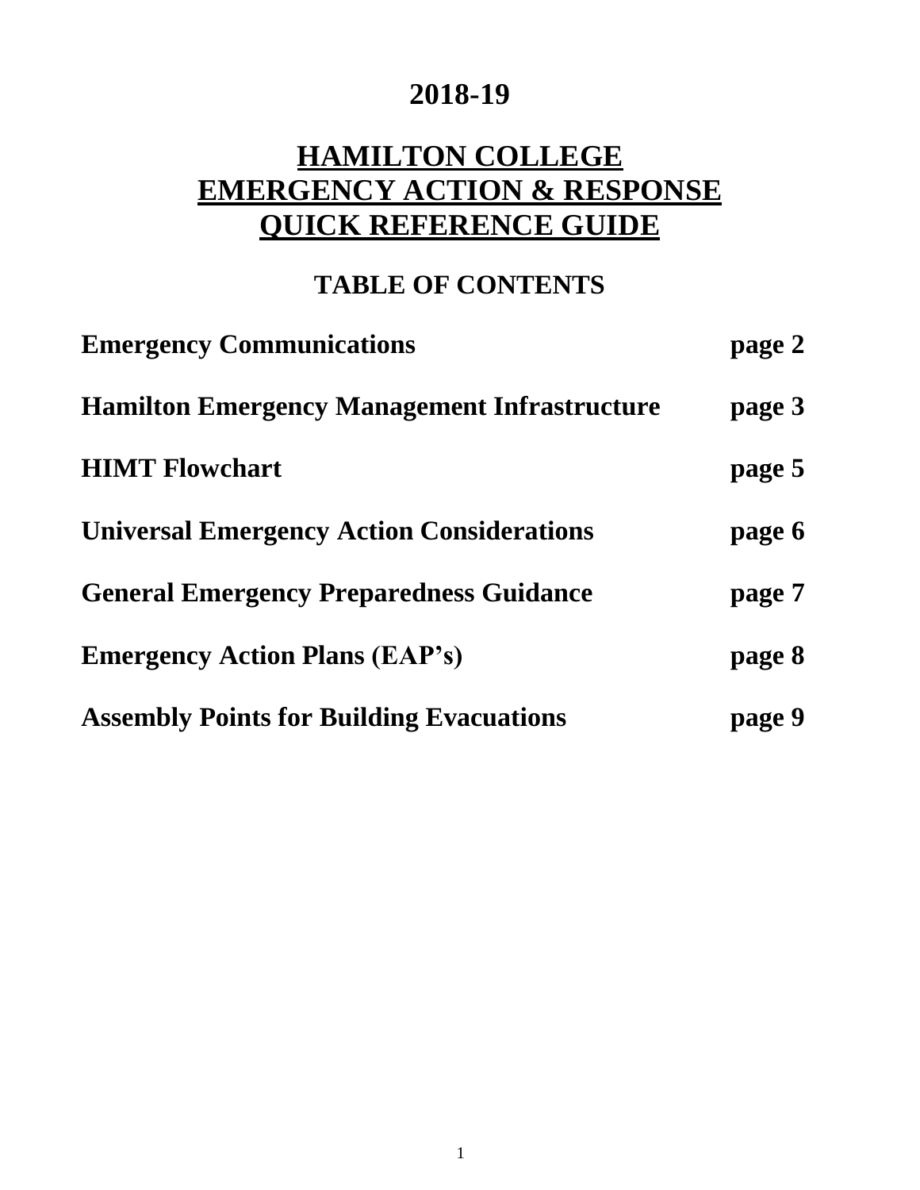# 2018-19

# HAMILTON COLLEGE
# EMERGENCY ACTION & RESPONSE
# QUICK REFERENCE GUIDE

## TABLE OF CONTENTS

| | |
|---|---|
| **Emergency Communications** | **page 2** |
| **Hamilton Emergency Management Infrastructure** | **page 3** |
| **HIMT Flowchart** | **page 5** |
| **Universal Emergency Action Considerations** | **page 6** |
| **General Emergency Preparedness Guidance** | **page 7** |
| **Emergency Action Plans (EAP's)** | **page 8** |
| **Assembly Points for Building Evacuations** | **page 9** |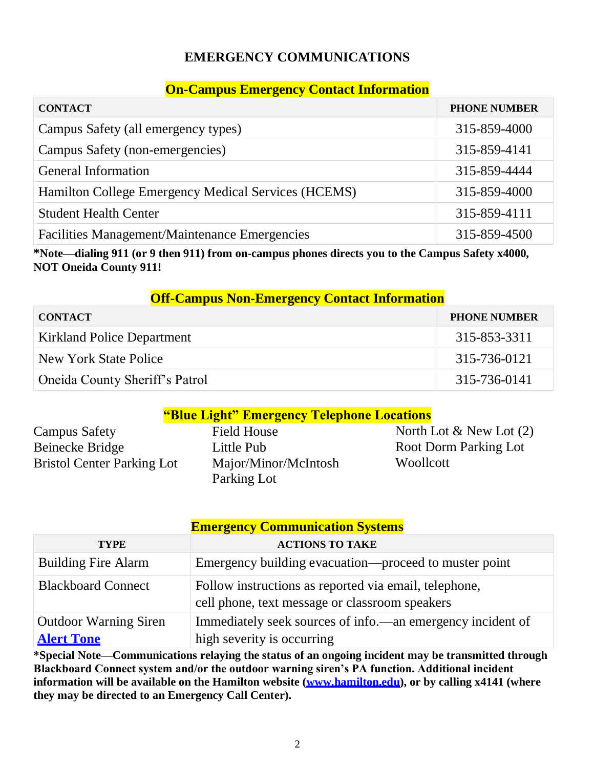# EMERGENCY COMMUNICATIONS

## On-Campus Emergency Contact Information

| CONTACT | PHONE NUMBER |
|---|---|
| Campus Safety (all emergency types) | 315-859-4000 |
| Campus Safety (non-emergencies) | 315-859-4141 |
| General Information | 315-859-4444 |
| Hamilton College Emergency Medical Services (HCEMS) | 315-859-4000 |
| Student Health Center | 315-859-4111 |
| Facilities Management/Maintenance Emergencies | 315-859-4500 |

**\*Note—dialing 911 (or 9 then 911) from on-campus phones directs you to the Campus Safety x4000, NOT Oneida County 911!**

## Off-Campus Non-Emergency Contact Information

| CONTACT | PHONE NUMBER |
|---|---|
| Kirkland Police Department | 315-853-3311 |
| New York State Police | 315-736-0121 |
| Oneida County Sheriff's Patrol | 315-736-0141 |

## "Blue Light" Emergency Telephone Locations

- Campus Safety
- Beinecke Bridge
- Bristol Center Parking Lot
- Field House
- Little Pub
- Major/Minor/McIntosh Parking Lot
- North Lot & New Lot (2)
- Root Dorm Parking Lot
- Woollcott

## Emergency Communication Systems

| TYPE | ACTIONS TO TAKE |
|---|---|
| Building Fire Alarm | Emergency building evacuation—proceed to muster point |
| Blackboard Connect | Follow instructions as reported via email, telephone, cell phone, text message or classroom speakers |
| Outdoor Warning Siren [Alert Tone] | Immediately seek sources of info.—an emergency incident of high severity is occurring |

**\*Special Note—Communications relaying the status of an ongoing incident may be transmitted through Blackboard Connect system and/or the outdoor warning siren's PA function. Additional incident information will be available on the Hamilton website (www.hamilton.edu), or by calling x4141 (where they may be directed to an Emergency Call Center).**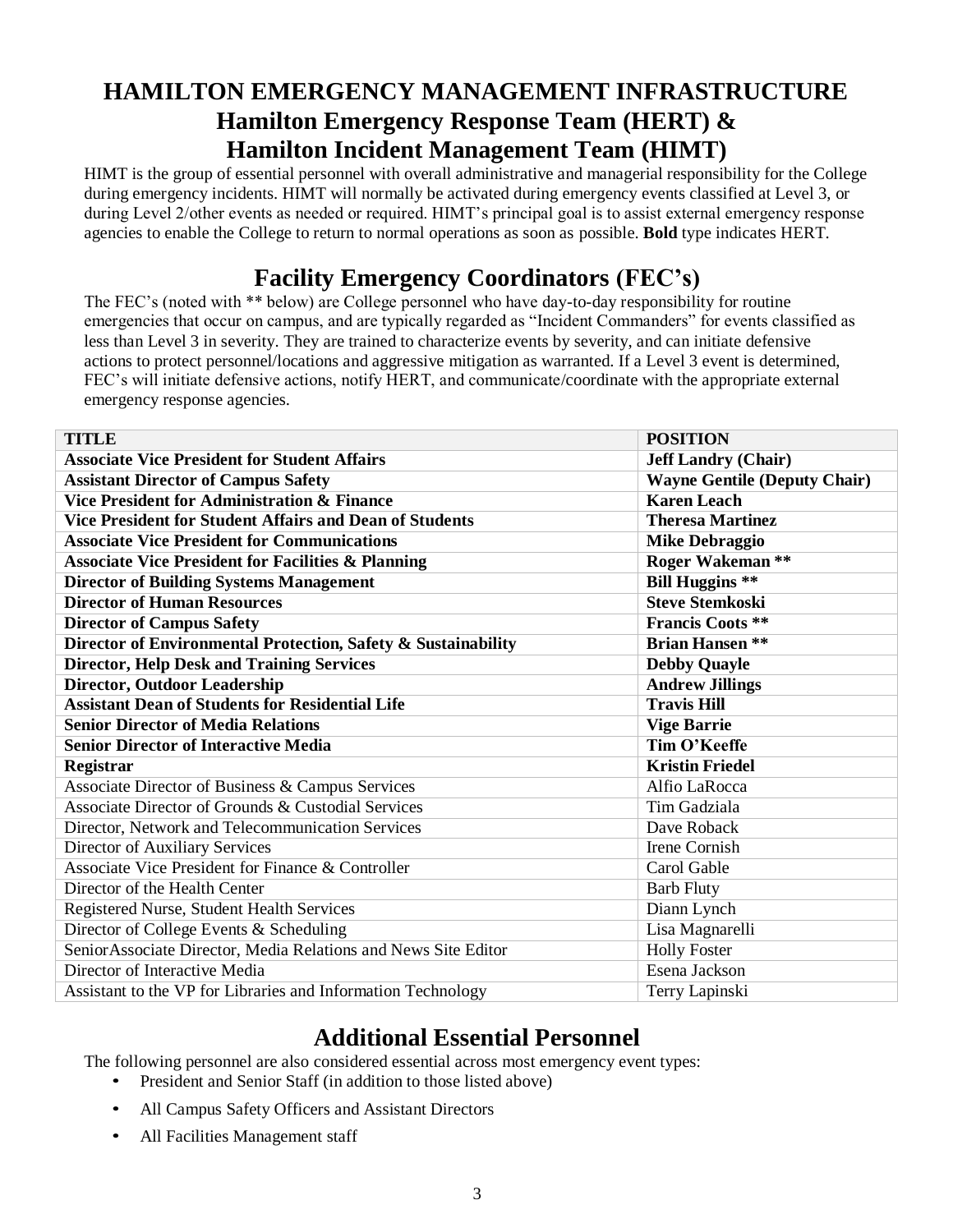# HAMILTON EMERGENCY MANAGEMENT INFRASTRUCTURE
## Hamilton Emergency Response Team (HERT) &
## Hamilton Incident Management Team (HIMT)

HIMT is the group of essential personnel with overall administrative and managerial responsibility for the College during emergency incidents. HIMT will normally be activated during emergency events classified at Level 3, or during Level 2/other events as needed or required. HIMT's principal goal is to assist external emergency response agencies to enable the College to return to normal operations as soon as possible. **Bold** type indicates HERT.

## Facility Emergency Coordinators (FEC's)

The FEC's (noted with ** below) are College personnel who have day-to-day responsibility for routine emergencies that occur on campus, and are typically regarded as "Incident Commanders" for events classified as less than Level 3 in severity. They are trained to characterize events by severity, and can initiate defensive actions to protect personnel/locations and aggressive mitigation as warranted. If a Level 3 event is determined, FEC's will initiate defensive actions, notify HERT, and communicate/coordinate with the appropriate external emergency response agencies.

| TITLE | POSITION |
|---|---|
| **Associate Vice President for Student Affairs** | **Jeff Landry (Chair)** |
| **Assistant Director of Campus Safety** | **Wayne Gentile (Deputy Chair)** |
| **Vice President for Administration & Finance** | **Karen Leach** |
| **Vice President for Student Affairs and Dean of Students** | **Theresa Martinez** |
| **Associate Vice President for Communications** | **Mike Debraggio** |
| **Associate Vice President for Facilities & Planning** | **Roger Wakeman \*\*** |
| **Director of Building Systems Management** | **Bill Huggins \*\*** |
| **Director of Human Resources** | **Steve Stemkoski** |
| **Director of Campus Safety** | **Francis Coots \*\*** |
| **Director of Environmental Protection, Safety & Sustainability** | **Brian Hansen \*\*** |
| **Director, Help Desk and Training Services** | **Debby Quayle** |
| **Director, Outdoor Leadership** | **Andrew Jillings** |
| **Assistant Dean of Students for Residential Life** | **Travis Hill** |
| **Senior Director of Media Relations** | **Vige Barrie** |
| **Senior Director of Interactive Media** | **Tim O'Keeffe** |
| **Registrar** | **Kristin Friedel** |
| Associate Director of Business & Campus Services | Alfio LaRocca |
| Associate Director of Grounds & Custodial Services | Tim Gadziala |
| Director, Network and Telecommunication Services | Dave Roback |
| Director of Auxiliary Services | Irene Cornish |
| Associate Vice President for Finance & Controller | Carol Gable |
| Director of the Health Center | Barb Fluty |
| Registered Nurse, Student Health Services | Diann Lynch |
| Director of College Events & Scheduling | Lisa Magnarelli |
| SeniorAssociate Director, Media Relations and News Site Editor | Holly Foster |
| Director of Interactive Media | Esena Jackson |
| Assistant to the VP for Libraries and Information Technology | Terry Lapinski |

## Additional Essential Personnel

The following personnel are also considered essential across most emergency event types:

- President and Senior Staff (in addition to those listed above)
- All Campus Safety Officers and Assistant Directors
- All Facilities Management staff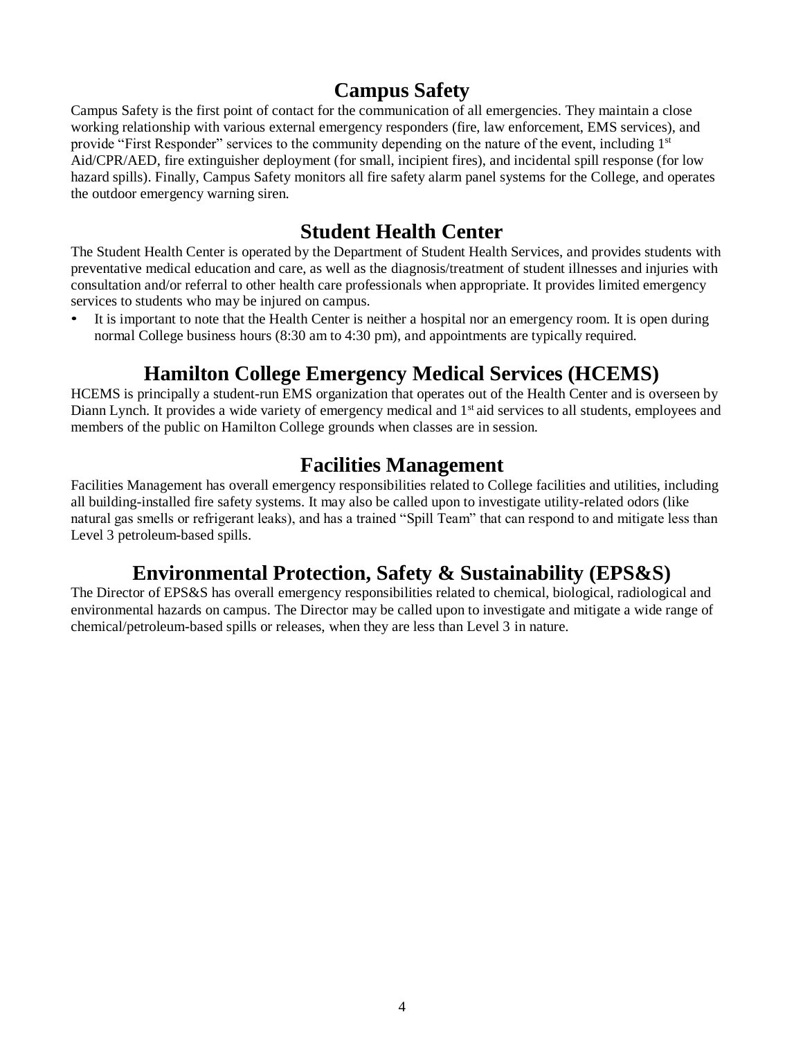## Campus Safety

Campus Safety is the first point of contact for the communication of all emergencies. They maintain a close working relationship with various external emergency responders (fire, law enforcement, EMS services), and provide “First Responder” services to the community depending on the nature of the event, including 1st Aid/CPR/AED, fire extinguisher deployment (for small, incipient fires), and incidental spill response (for low hazard spills). Finally, Campus Safety monitors all fire safety alarm panel systems for the College, and operates the outdoor emergency warning siren.

## Student Health Center

The Student Health Center is operated by the Department of Student Health Services, and provides students with preventative medical education and care, as well as the diagnosis/treatment of student illnesses and injuries with consultation and/or referral to other health care professionals when appropriate. It provides limited emergency services to students who may be injured on campus.

- It is important to note that the Health Center is neither a hospital nor an emergency room. It is open during normal College business hours (8:30 am to 4:30 pm), and appointments are typically required.

## Hamilton College Emergency Medical Services (HCEMS)

HCEMS is principally a student-run EMS organization that operates out of the Health Center and is overseen by Diann Lynch. It provides a wide variety of emergency medical and 1st aid services to all students, employees and members of the public on Hamilton College grounds when classes are in session.

## Facilities Management

Facilities Management has overall emergency responsibilities related to College facilities and utilities, including all building-installed fire safety systems. It may also be called upon to investigate utility-related odors (like natural gas smells or refrigerant leaks), and has a trained “Spill Team” that can respond to and mitigate less than Level 3 petroleum-based spills.

## Environmental Protection, Safety & Sustainability (EPS&S)

The Director of EPS&S has overall emergency responsibilities related to chemical, biological, radiological and environmental hazards on campus. The Director may be called upon to investigate and mitigate a wide range of chemical/petroleum-based spills or releases, when they are less than Level 3 in nature.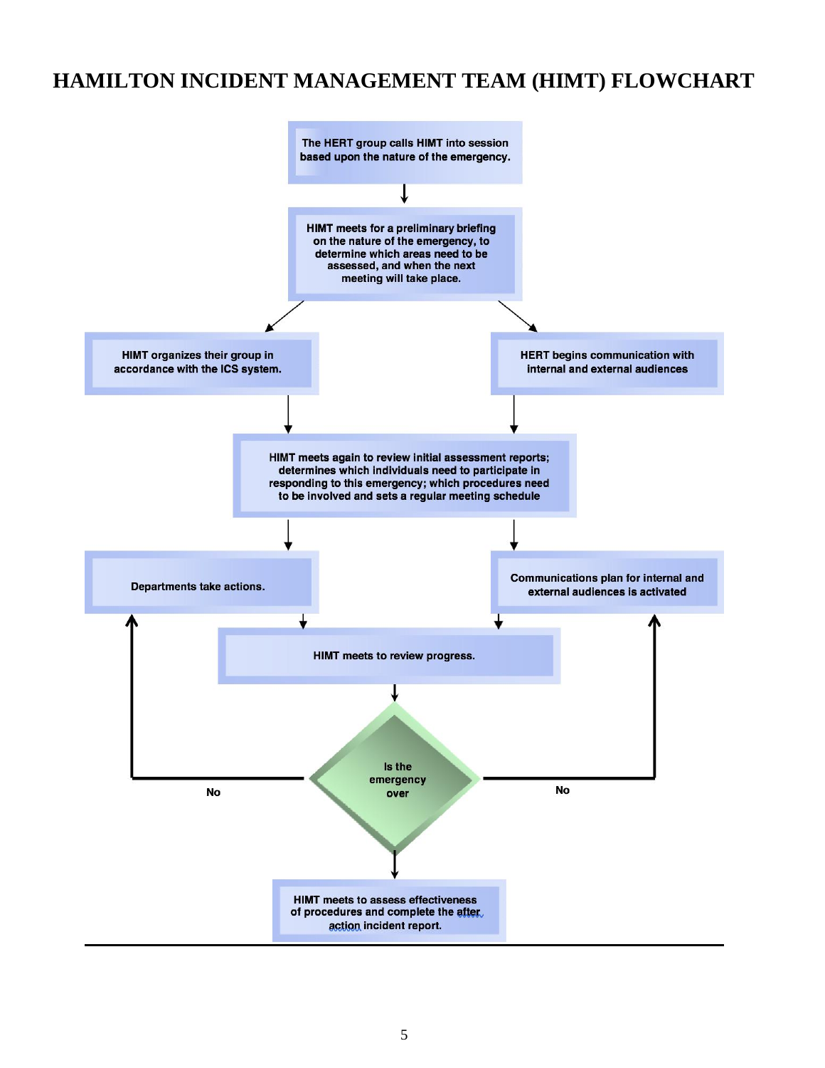# HAMILTON INCIDENT MANAGEMENT TEAM (HIMT) FLOWCHART

The HERT group calls HIMT into session based upon the nature of the emergency.

HIMT meets for a preliminary briefing on the nature of the emergency, to determine which areas need to be assessed, and when the next meeting will take place.

HIMT organizes their group in accordance with the ICS system.

HERT begins communication with internal and external audiences

HIMT meets again to review initial assessment reports; determines which individuals need to participate in responding to this emergency; which procedures need to be involved and sets a regular meeting schedule

Departments take actions.

Communications plan for internal and external audiences is activated

HIMT meets to review progress.

Is the emergency over

No

No

HIMT meets to assess effectiveness of procedures and complete the after action incident report.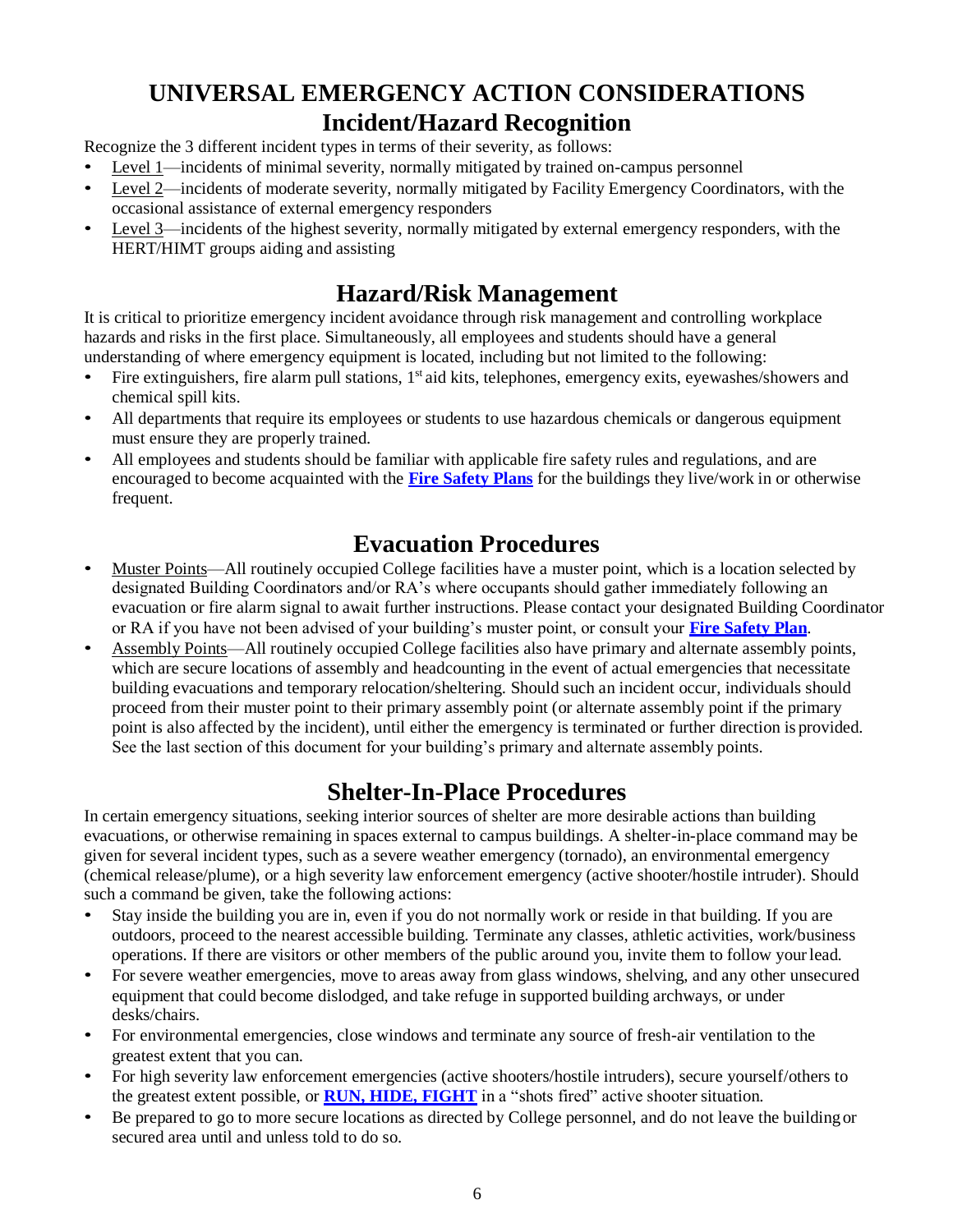# UNIVERSAL EMERGENCY ACTION CONSIDERATIONS

## Incident/Hazard Recognition

Recognize the 3 different incident types in terms of their severity, as follows:

- Level 1—incidents of minimal severity, normally mitigated by trained on-campus personnel
- Level 2—incidents of moderate severity, normally mitigated by Facility Emergency Coordinators, with the occasional assistance of external emergency responders
- Level 3—incidents of the highest severity, normally mitigated by external emergency responders, with the HERT/HIMT groups aiding and assisting

## Hazard/Risk Management

It is critical to prioritize emergency incident avoidance through risk management and controlling workplace hazards and risks in the first place. Simultaneously, all employees and students should have a general understanding of where emergency equipment is located, including but not limited to the following:

- Fire extinguishers, fire alarm pull stations, 1st aid kits, telephones, emergency exits, eyewashes/showers and chemical spill kits.
- All departments that require its employees or students to use hazardous chemicals or dangerous equipment must ensure they are properly trained.
- All employees and students should be familiar with applicable fire safety rules and regulations, and are encouraged to become acquainted with the **Fire Safety Plans** for the buildings they live/work in or otherwise frequent.

## Evacuation Procedures

- Muster Points—All routinely occupied College facilities have a muster point, which is a location selected by designated Building Coordinators and/or RA's where occupants should gather immediately following an evacuation or fire alarm signal to await further instructions. Please contact your designated Building Coordinator or RA if you have not been advised of your building's muster point, or consult your **Fire Safety Plan**.
- Assembly Points—All routinely occupied College facilities also have primary and alternate assembly points, which are secure locations of assembly and headcounting in the event of actual emergencies that necessitate building evacuations and temporary relocation/sheltering. Should such an incident occur, individuals should proceed from their muster point to their primary assembly point (or alternate assembly point if the primary point is also affected by the incident), until either the emergency is terminated or further direction is provided. See the last section of this document for your building's primary and alternate assembly points.

## Shelter-In-Place Procedures

In certain emergency situations, seeking interior sources of shelter are more desirable actions than building evacuations, or otherwise remaining in spaces external to campus buildings. A shelter-in-place command may be given for several incident types, such as a severe weather emergency (tornado), an environmental emergency (chemical release/plume), or a high severity law enforcement emergency (active shooter/hostile intruder). Should such a command be given, take the following actions:

- Stay inside the building you are in, even if you do not normally work or reside in that building. If you are outdoors, proceed to the nearest accessible building. Terminate any classes, athletic activities, work/business operations. If there are visitors or other members of the public around you, invite them to follow your lead.
- For severe weather emergencies, move to areas away from glass windows, shelving, and any other unsecured equipment that could become dislodged, and take refuge in supported building archways, or under desks/chairs.
- For environmental emergencies, close windows and terminate any source of fresh-air ventilation to the greatest extent that you can.
- For high severity law enforcement emergencies (active shooters/hostile intruders), secure yourself/others to the greatest extent possible, or **RUN, HIDE, FIGHT** in a "shots fired" active shooter situation.
- Be prepared to go to more secure locations as directed by College personnel, and do not leave the building or secured area until and unless told to do so.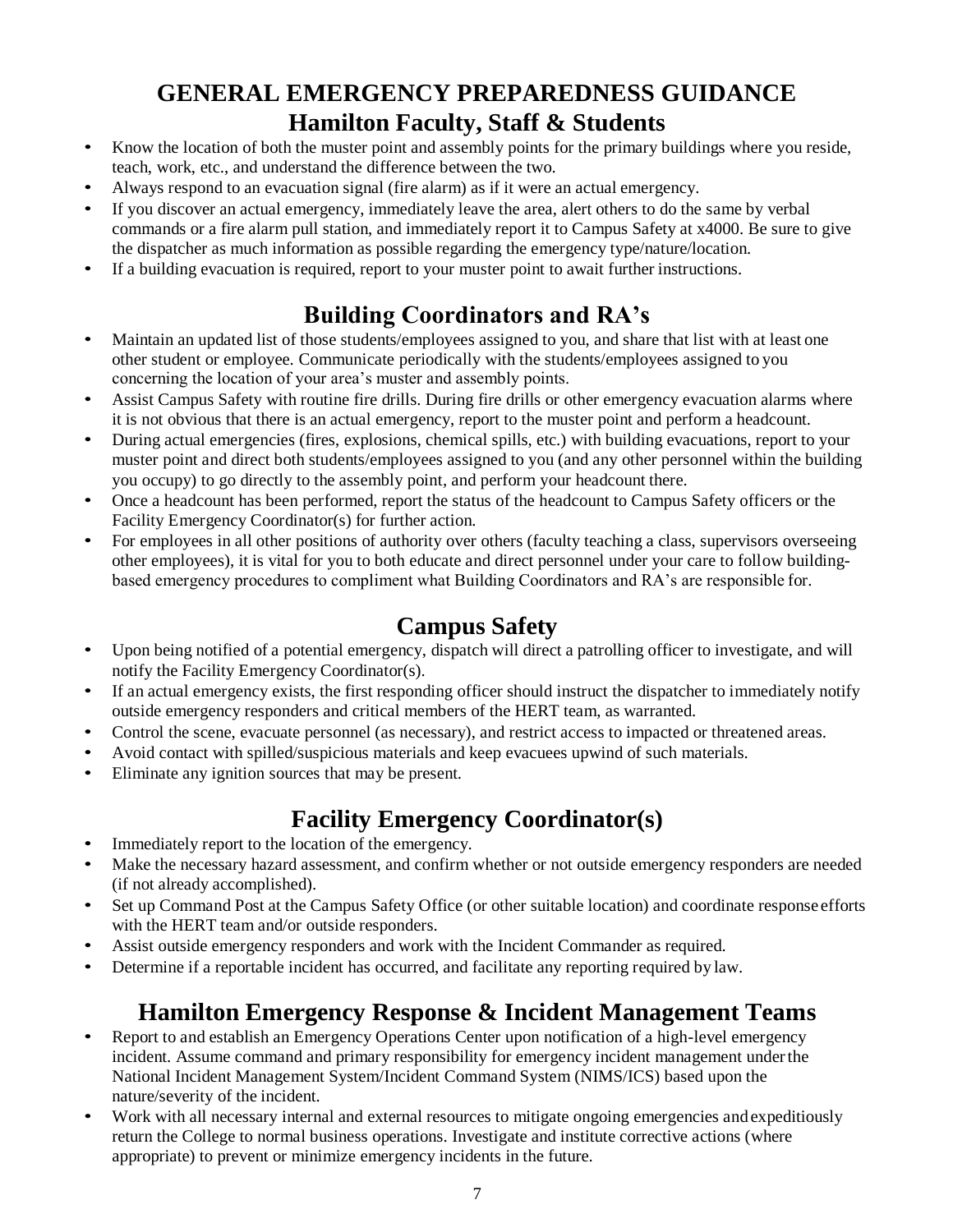# GENERAL EMERGENCY PREPAREDNESS GUIDANCE

## Hamilton Faculty, Staff & Students

- Know the location of both the muster point and assembly points for the primary buildings where you reside, teach, work, etc., and understand the difference between the two.
- Always respond to an evacuation signal (fire alarm) as if it were an actual emergency.
- If you discover an actual emergency, immediately leave the area, alert others to do the same by verbal commands or a fire alarm pull station, and immediately report it to Campus Safety at x4000. Be sure to give the dispatcher as much information as possible regarding the emergency type/nature/location.
- If a building evacuation is required, report to your muster point to await further instructions.

## Building Coordinators and RA's

- Maintain an updated list of those students/employees assigned to you, and share that list with at least one other student or employee. Communicate periodically with the students/employees assigned to you concerning the location of your area's muster and assembly points.
- Assist Campus Safety with routine fire drills. During fire drills or other emergency evacuation alarms where it is not obvious that there is an actual emergency, report to the muster point and perform a headcount.
- During actual emergencies (fires, explosions, chemical spills, etc.) with building evacuations, report to your muster point and direct both students/employees assigned to you (and any other personnel within the building you occupy) to go directly to the assembly point, and perform your headcount there.
- Once a headcount has been performed, report the status of the headcount to Campus Safety officers or the Facility Emergency Coordinator(s) for further action.
- For employees in all other positions of authority over others (faculty teaching a class, supervisors overseeing other employees), it is vital for you to both educate and direct personnel under your care to follow building-based emergency procedures to compliment what Building Coordinators and RA's are responsible for.

## Campus Safety

- Upon being notified of a potential emergency, dispatch will direct a patrolling officer to investigate, and will notify the Facility Emergency Coordinator(s).
- If an actual emergency exists, the first responding officer should instruct the dispatcher to immediately notify outside emergency responders and critical members of the HERT team, as warranted.
- Control the scene, evacuate personnel (as necessary), and restrict access to impacted or threatened areas.
- Avoid contact with spilled/suspicious materials and keep evacuees upwind of such materials.
- Eliminate any ignition sources that may be present.

## Facility Emergency Coordinator(s)

- Immediately report to the location of the emergency.
- Make the necessary hazard assessment, and confirm whether or not outside emergency responders are needed (if not already accomplished).
- Set up Command Post at the Campus Safety Office (or other suitable location) and coordinate response efforts with the HERT team and/or outside responders.
- Assist outside emergency responders and work with the Incident Commander as required.
- Determine if a reportable incident has occurred, and facilitate any reporting required by law.

## Hamilton Emergency Response & Incident Management Teams

- Report to and establish an Emergency Operations Center upon notification of a high-level emergency incident. Assume command and primary responsibility for emergency incident management under the National Incident Management System/Incident Command System (NIMS/ICS) based upon the nature/severity of the incident.
- Work with all necessary internal and external resources to mitigate ongoing emergencies and expeditiously return the College to normal business operations. Investigate and institute corrective actions (where appropriate) to prevent or minimize emergency incidents in the future.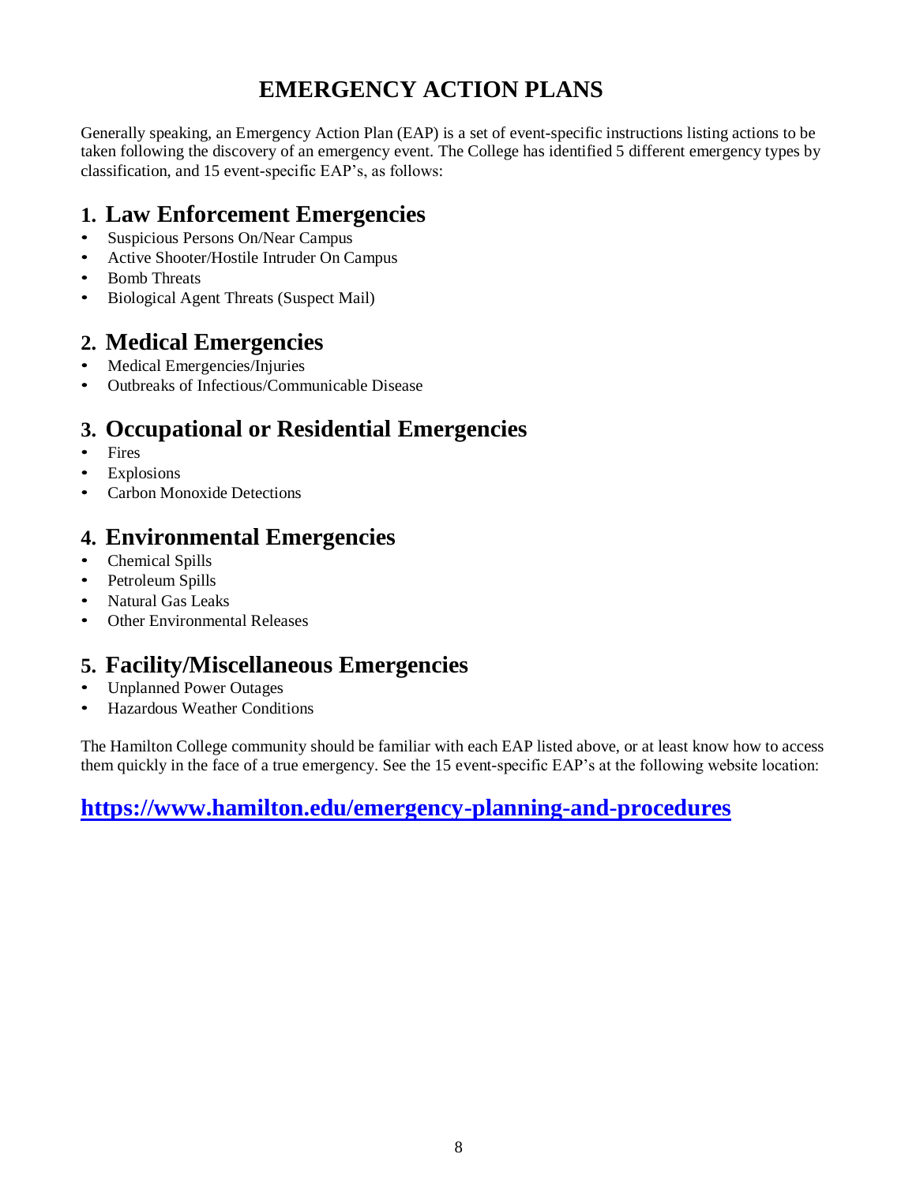# EMERGENCY ACTION PLANS

Generally speaking, an Emergency Action Plan (EAP) is a set of event-specific instructions listing actions to be taken following the discovery of an emergency event. The College has identified 5 different emergency types by classification, and 15 event-specific EAP's, as follows:

## 1. Law Enforcement Emergencies

- Suspicious Persons On/Near Campus
- Active Shooter/Hostile Intruder On Campus
- Bomb Threats
- Biological Agent Threats (Suspect Mail)

## 2. Medical Emergencies

- Medical Emergencies/Injuries
- Outbreaks of Infectious/Communicable Disease

## 3. Occupational or Residential Emergencies

- Fires
- Explosions
- Carbon Monoxide Detections

## 4. Environmental Emergencies

- Chemical Spills
- Petroleum Spills
- Natural Gas Leaks
- Other Environmental Releases

## 5. Facility/Miscellaneous Emergencies

- Unplanned Power Outages
- Hazardous Weather Conditions

The Hamilton College community should be familiar with each EAP listed above, or at least know how to access them quickly in the face of a true emergency. See the 15 event-specific EAP's at the following website location:

**https://www.hamilton.edu/emergency-planning-and-procedures**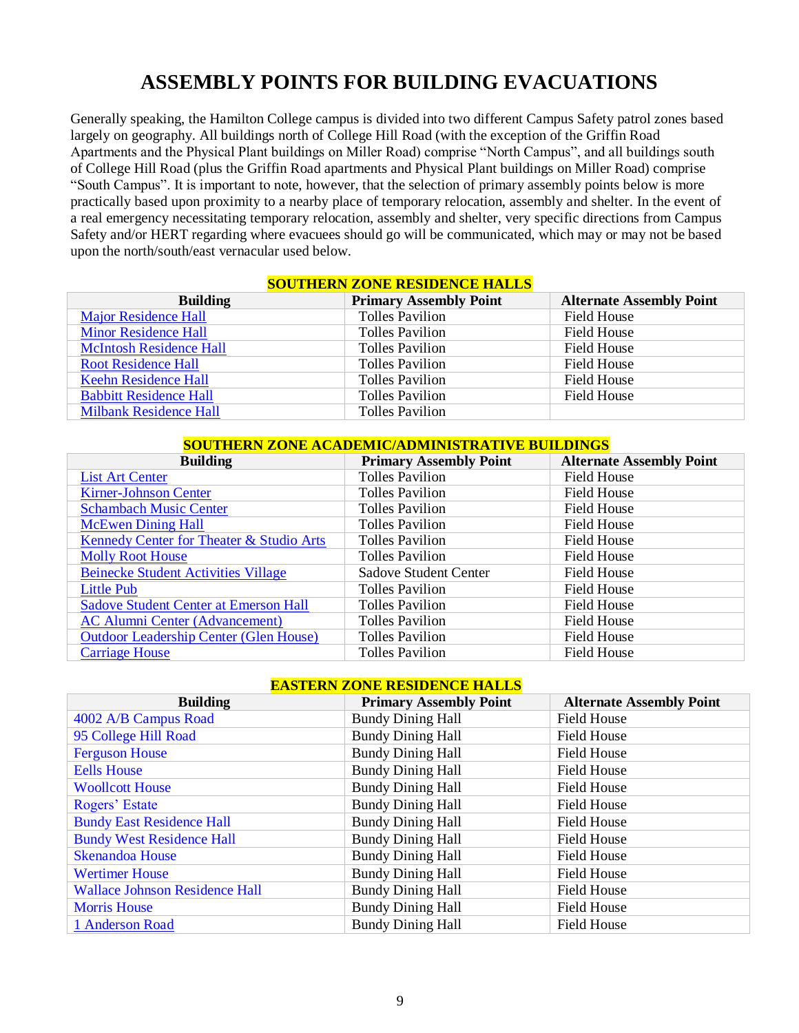# ASSEMBLY POINTS FOR BUILDING EVACUATIONS

Generally speaking, the Hamilton College campus is divided into two different Campus Safety patrol zones based largely on geography. All buildings north of College Hill Road (with the exception of the Griffin Road Apartments and the Physical Plant buildings on Miller Road) comprise "North Campus", and all buildings south of College Hill Road (plus the Griffin Road apartments and Physical Plant buildings on Miller Road) comprise "South Campus". It is important to note, however, that the selection of primary assembly points below is more practically based upon proximity to a nearby place of temporary relocation, assembly and shelter. In the event of a real emergency necessitating temporary relocation, assembly and shelter, very specific directions from Campus Safety and/or HERT regarding where evacuees should go will be communicated, which may or may not be based upon the north/south/east vernacular used below.

**SOUTHERN ZONE RESIDENCE HALLS**

| Building | Primary Assembly Point | Alternate Assembly Point |
|---|---|---|
| Major Residence Hall | Tolles Pavilion | Field House |
| Minor Residence Hall | Tolles Pavilion | Field House |
| McIntosh Residence Hall | Tolles Pavilion | Field House |
| Root Residence Hall | Tolles Pavilion | Field House |
| Keehn Residence Hall | Tolles Pavilion | Field House |
| Babbitt Residence Hall | Tolles Pavilion | Field House |
| Milbank Residence Hall | Tolles Pavilion | |

**SOUTHERN ZONE ACADEMIC/ADMINISTRATIVE BUILDINGS**

| Building | Primary Assembly Point | Alternate Assembly Point |
|---|---|---|
| List Art Center | Tolles Pavilion | Field House |
| Kirner-Johnson Center | Tolles Pavilion | Field House |
| Schambach Music Center | Tolles Pavilion | Field House |
| McEwen Dining Hall | Tolles Pavilion | Field House |
| Kennedy Center for Theater & Studio Arts | Tolles Pavilion | Field House |
| Molly Root House | Tolles Pavilion | Field House |
| Beinecke Student Activities Village | Sadove Student Center | Field House |
| Little Pub | Tolles Pavilion | Field House |
| Sadove Student Center at Emerson Hall | Tolles Pavilion | Field House |
| AC Alumni Center (Advancement) | Tolles Pavilion | Field House |
| Outdoor Leadership Center (Glen House) | Tolles Pavilion | Field House |
| Carriage House | Tolles Pavilion | Field House |

**EASTERN ZONE RESIDENCE HALLS**

| Building | Primary Assembly Point | Alternate Assembly Point |
|---|---|---|
| 4002 A/B Campus Road | Bundy Dining Hall | Field House |
| 95 College Hill Road | Bundy Dining Hall | Field House |
| Ferguson House | Bundy Dining Hall | Field House |
| Eells House | Bundy Dining Hall | Field House |
| Woollcott House | Bundy Dining Hall | Field House |
| Rogers' Estate | Bundy Dining Hall | Field House |
| Bundy East Residence Hall | Bundy Dining Hall | Field House |
| Bundy West Residence Hall | Bundy Dining Hall | Field House |
| Skenandoa House | Bundy Dining Hall | Field House |
| Wertimer House | Bundy Dining Hall | Field House |
| Wallace Johnson Residence Hall | Bundy Dining Hall | Field House |
| Morris House | Bundy Dining Hall | Field House |
| 1 Anderson Road | Bundy Dining Hall | Field House |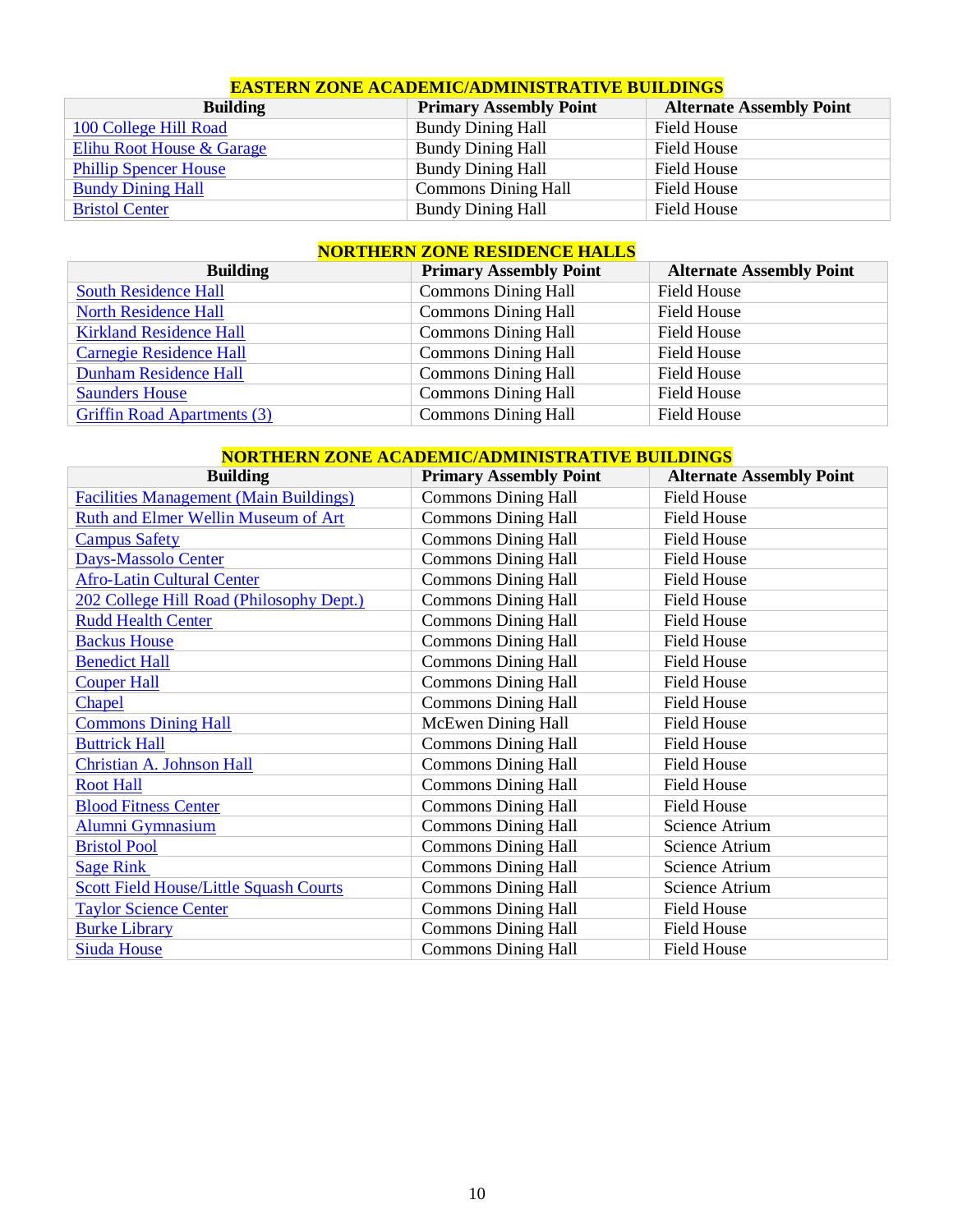## EASTERN ZONE ACADEMIC/ADMINISTRATIVE BUILDINGS

| Building | Primary Assembly Point | Alternate Assembly Point |
|---|---|---|
| 100 College Hill Road | Bundy Dining Hall | Field House |
| Elihu Root House & Garage | Bundy Dining Hall | Field House |
| Phillip Spencer House | Bundy Dining Hall | Field House |
| Bundy Dining Hall | Commons Dining Hall | Field House |
| Bristol Center | Bundy Dining Hall | Field House |

## NORTHERN ZONE RESIDENCE HALLS

| Building | Primary Assembly Point | Alternate Assembly Point |
|---|---|---|
| South Residence Hall | Commons Dining Hall | Field House |
| North Residence Hall | Commons Dining Hall | Field House |
| Kirkland Residence Hall | Commons Dining Hall | Field House |
| Carnegie Residence Hall | Commons Dining Hall | Field House |
| Dunham Residence Hall | Commons Dining Hall | Field House |
| Saunders House | Commons Dining Hall | Field House |
| Griffin Road Apartments (3) | Commons Dining Hall | Field House |

## NORTHERN ZONE ACADEMIC/ADMINISTRATIVE BUILDINGS

| Building | Primary Assembly Point | Alternate Assembly Point |
|---|---|---|
| Facilities Management (Main Buildings) | Commons Dining Hall | Field House |
| Ruth and Elmer Wellin Museum of Art | Commons Dining Hall | Field House |
| Campus Safety | Commons Dining Hall | Field House |
| Days-Massolo Center | Commons Dining Hall | Field House |
| Afro-Latin Cultural Center | Commons Dining Hall | Field House |
| 202 College Hill Road (Philosophy Dept.) | Commons Dining Hall | Field House |
| Rudd Health Center | Commons Dining Hall | Field House |
| Backus House | Commons Dining Hall | Field House |
| Benedict Hall | Commons Dining Hall | Field House |
| Couper Hall | Commons Dining Hall | Field House |
| Chapel | Commons Dining Hall | Field House |
| Commons Dining Hall | McEwen Dining Hall | Field House |
| Buttrick Hall | Commons Dining Hall | Field House |
| Christian A. Johnson Hall | Commons Dining Hall | Field House |
| Root Hall | Commons Dining Hall | Field House |
| Blood Fitness Center | Commons Dining Hall | Field House |
| Alumni Gymnasium | Commons Dining Hall | Science Atrium |
| Bristol Pool | Commons Dining Hall | Science Atrium |
| Sage Rink | Commons Dining Hall | Science Atrium |
| Scott Field House/Little Squash Courts | Commons Dining Hall | Science Atrium |
| Taylor Science Center | Commons Dining Hall | Field House |
| Burke Library | Commons Dining Hall | Field House |
| Siuda House | Commons Dining Hall | Field House |